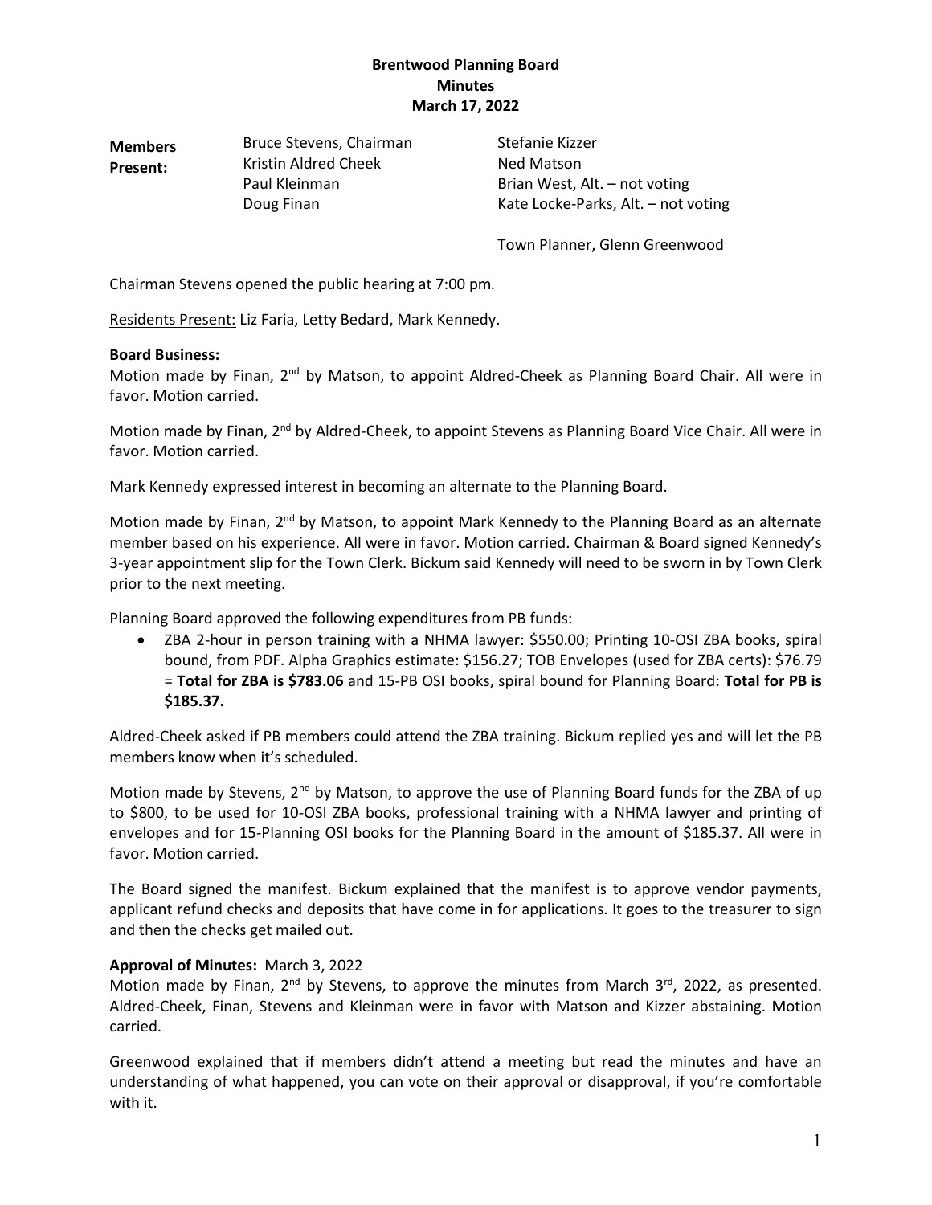# Brentwood Planning Board
## Minutes
### March 17, 2022

| **Members Present:** | Bruce Stevens, Chairman | Stefanie Kizzer |
|---|---|---|
| | Kristin Aldred Cheek | Ned Matson |
| | Paul Kleinman | Brian West, Alt. – not voting |
| | Doug Finan | Kate Locke-Parks, Alt. – not voting |
| | | Town Planner, Glenn Greenwood |

Chairman Stevens opened the public hearing at 7:00 pm.

Residents Present: Liz Faria, Letty Bedard, Mark Kennedy.

**Board Business:**

Motion made by Finan, 2nd by Matson, to appoint Aldred-Cheek as Planning Board Chair. All were in favor. Motion carried.

Motion made by Finan, 2nd by Aldred-Cheek, to appoint Stevens as Planning Board Vice Chair. All were in favor. Motion carried.

Mark Kennedy expressed interest in becoming an alternate to the Planning Board.

Motion made by Finan, 2nd by Matson, to appoint Mark Kennedy to the Planning Board as an alternate member based on his experience. All were in favor. Motion carried. Chairman & Board signed Kennedy's 3-year appointment slip for the Town Clerk. Bickum said Kennedy will need to be sworn in by Town Clerk prior to the next meeting.

Planning Board approved the following expenditures from PB funds:

- ZBA 2-hour in person training with a NHMA lawyer: $550.00; Printing 10-OSI ZBA books, spiral bound, from PDF. Alpha Graphics estimate: $156.27; TOB Envelopes (used for ZBA certs): $76.79 = **Total for ZBA is $783.06** and 15-PB OSI books, spiral bound for Planning Board: **Total for PB is $185.37.**

Aldred-Cheek asked if PB members could attend the ZBA training. Bickum replied yes and will let the PB members know when it's scheduled.

Motion made by Stevens, 2nd by Matson, to approve the use of Planning Board funds for the ZBA of up to $800, to be used for 10-OSI ZBA books, professional training with a NHMA lawyer and printing of envelopes and for 15-Planning OSI books for the Planning Board in the amount of $185.37. All were in favor. Motion carried.

The Board signed the manifest. Bickum explained that the manifest is to approve vendor payments, applicant refund checks and deposits that have come in for applications. It goes to the treasurer to sign and then the checks get mailed out.

**Approval of Minutes:** March 3, 2022

Motion made by Finan, 2nd by Stevens, to approve the minutes from March 3rd, 2022, as presented. Aldred-Cheek, Finan, Stevens and Kleinman were in favor with Matson and Kizzer abstaining. Motion carried.

Greenwood explained that if members didn't attend a meeting but read the minutes and have an understanding of what happened, you can vote on their approval or disapproval, if you're comfortable with it.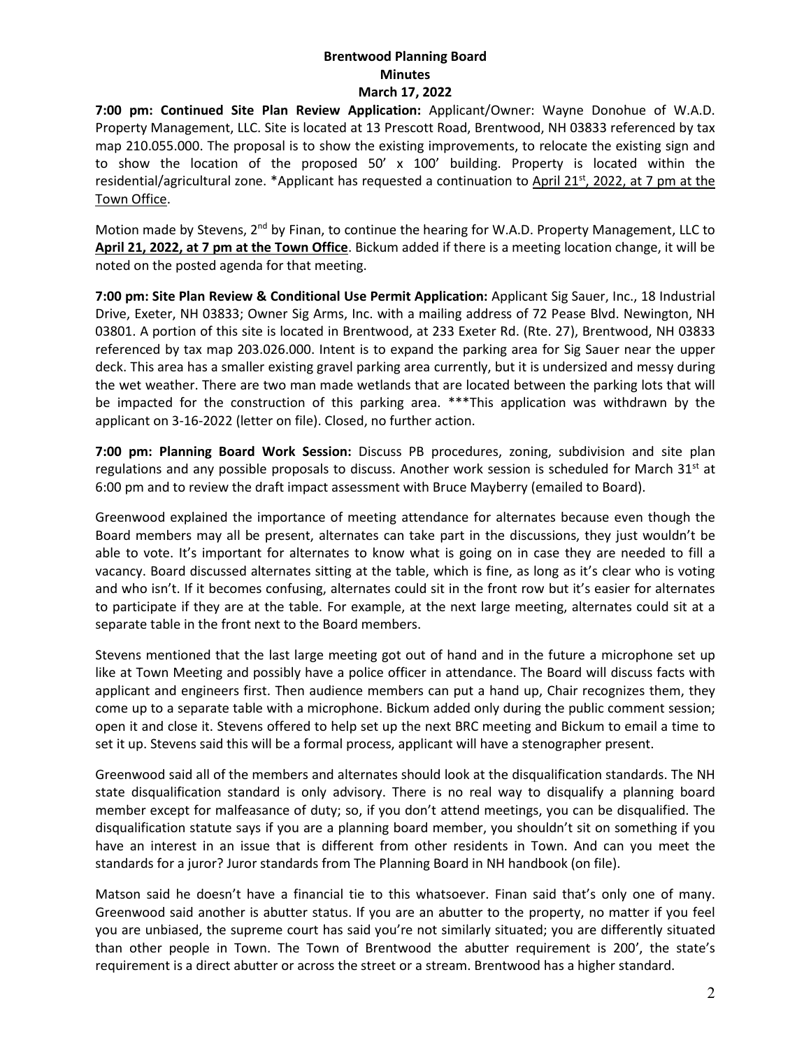**Brentwood Planning Board**
**Minutes**
**March 17, 2022**

**7:00 pm: Continued Site Plan Review Application:** Applicant/Owner: Wayne Donohue of W.A.D. Property Management, LLC. Site is located at 13 Prescott Road, Brentwood, NH 03833 referenced by tax map 210.055.000. The proposal is to show the existing improvements, to relocate the existing sign and to show the location of the proposed 50' x 100' building. Property is located within the residential/agricultural zone. *Applicant has requested a continuation to April 21st, 2022, at 7 pm at the Town Office.

Motion made by Stevens, 2nd by Finan, to continue the hearing for W.A.D. Property Management, LLC to **April 21, 2022, at 7 pm at the Town Office**. Bickum added if there is a meeting location change, it will be noted on the posted agenda for that meeting.

**7:00 pm: Site Plan Review & Conditional Use Permit Application:** Applicant Sig Sauer, Inc., 18 Industrial Drive, Exeter, NH 03833; Owner Sig Arms, Inc. with a mailing address of 72 Pease Blvd. Newington, NH 03801. A portion of this site is located in Brentwood, at 233 Exeter Rd. (Rte. 27), Brentwood, NH 03833 referenced by tax map 203.026.000. Intent is to expand the parking area for Sig Sauer near the upper deck. This area has a smaller existing gravel parking area currently, but it is undersized and messy during the wet weather. There are two man made wetlands that are located between the parking lots that will be impacted for the construction of this parking area. ***This application was withdrawn by the applicant on 3-16-2022 (letter on file). Closed, no further action.

**7:00 pm: Planning Board Work Session:** Discuss PB procedures, zoning, subdivision and site plan regulations and any possible proposals to discuss. Another work session is scheduled for March 31st at 6:00 pm and to review the draft impact assessment with Bruce Mayberry (emailed to Board).

Greenwood explained the importance of meeting attendance for alternates because even though the Board members may all be present, alternates can take part in the discussions, they just wouldn't be able to vote. It's important for alternates to know what is going on in case they are needed to fill a vacancy. Board discussed alternates sitting at the table, which is fine, as long as it's clear who is voting and who isn't. If it becomes confusing, alternates could sit in the front row but it's easier for alternates to participate if they are at the table. For example, at the next large meeting, alternates could sit at a separate table in the front next to the Board members.

Stevens mentioned that the last large meeting got out of hand and in the future a microphone set up like at Town Meeting and possibly have a police officer in attendance. The Board will discuss facts with applicant and engineers first. Then audience members can put a hand up, Chair recognizes them, they come up to a separate table with a microphone. Bickum added only during the public comment session; open it and close it. Stevens offered to help set up the next BRC meeting and Bickum to email a time to set it up. Stevens said this will be a formal process, applicant will have a stenographer present.

Greenwood said all of the members and alternates should look at the disqualification standards. The NH state disqualification standard is only advisory. There is no real way to disqualify a planning board member except for malfeasance of duty; so, if you don't attend meetings, you can be disqualified. The disqualification statute says if you are a planning board member, you shouldn't sit on something if you have an interest in an issue that is different from other residents in Town. And can you meet the standards for a juror? Juror standards from The Planning Board in NH handbook (on file).

Matson said he doesn't have a financial tie to this whatsoever. Finan said that's only one of many. Greenwood said another is abutter status. If you are an abutter to the property, no matter if you feel you are unbiased, the supreme court has said you're not similarly situated; you are differently situated than other people in Town. The Town of Brentwood the abutter requirement is 200', the state's requirement is a direct abutter or across the street or a stream. Brentwood has a higher standard.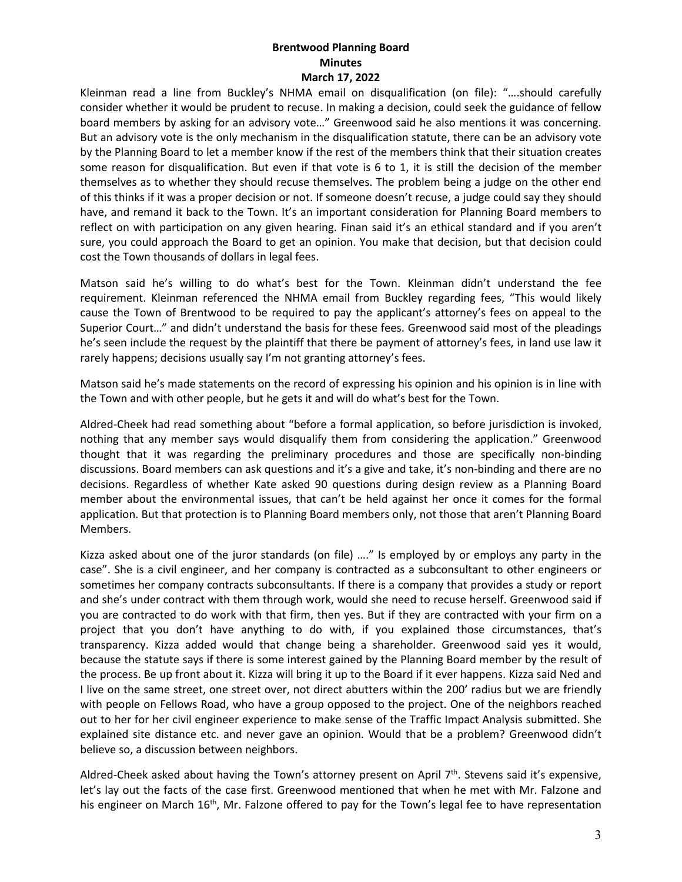Kleinman read a line from Buckley's NHMA email on disqualification (on file): "….should carefully consider whether it would be prudent to recuse. In making a decision, could seek the guidance of fellow board members by asking for an advisory vote…" Greenwood said he also mentions it was concerning. But an advisory vote is the only mechanism in the disqualification statute, there can be an advisory vote by the Planning Board to let a member know if the rest of the members think that their situation creates some reason for disqualification. But even if that vote is 6 to 1, it is still the decision of the member themselves as to whether they should recuse themselves. The problem being a judge on the other end of this thinks if it was a proper decision or not. If someone doesn't recuse, a judge could say they should have, and remand it back to the Town. It's an important consideration for Planning Board members to reflect on with participation on any given hearing. Finan said it's an ethical standard and if you aren't sure, you could approach the Board to get an opinion. You make that decision, but that decision could cost the Town thousands of dollars in legal fees.

Matson said he's willing to do what's best for the Town. Kleinman didn't understand the fee requirement. Kleinman referenced the NHMA email from Buckley regarding fees, "This would likely cause the Town of Brentwood to be required to pay the applicant's attorney's fees on appeal to the Superior Court…" and didn't understand the basis for these fees. Greenwood said most of the pleadings he's seen include the request by the plaintiff that there be payment of attorney's fees, in land use law it rarely happens; decisions usually say I'm not granting attorney's fees.

Matson said he's made statements on the record of expressing his opinion and his opinion is in line with the Town and with other people, but he gets it and will do what's best for the Town.

Aldred-Cheek had read something about "before a formal application, so before jurisdiction is invoked, nothing that any member says would disqualify them from considering the application." Greenwood thought that it was regarding the preliminary procedures and those are specifically non-binding discussions. Board members can ask questions and it's a give and take, it's non-binding and there are no decisions. Regardless of whether Kate asked 90 questions during design review as a Planning Board member about the environmental issues, that can't be held against her once it comes for the formal application. But that protection is to Planning Board members only, not those that aren't Planning Board Members.

Kizza asked about one of the juror standards (on file) …." Is employed by or employs any party in the case". She is a civil engineer, and her company is contracted as a subconsultant to other engineers or sometimes her company contracts subconsultants. If there is a company that provides a study or report and she's under contract with them through work, would she need to recuse herself. Greenwood said if you are contracted to do work with that firm, then yes. But if they are contracted with your firm on a project that you don't have anything to do with, if you explained those circumstances, that's transparency. Kizza added would that change being a shareholder. Greenwood said yes it would, because the statute says if there is some interest gained by the Planning Board member by the result of the process. Be up front about it. Kizza will bring it up to the Board if it ever happens. Kizza said Ned and I live on the same street, one street over, not direct abutters within the 200' radius but we are friendly with people on Fellows Road, who have a group opposed to the project. One of the neighbors reached out to her for her civil engineer experience to make sense of the Traffic Impact Analysis submitted. She explained site distance etc. and never gave an opinion. Would that be a problem? Greenwood didn't believe so, a discussion between neighbors.

Aldred-Cheek asked about having the Town's attorney present on April 7th. Stevens said it's expensive, let's lay out the facts of the case first. Greenwood mentioned that when he met with Mr. Falzone and his engineer on March 16th, Mr. Falzone offered to pay for the Town's legal fee to have representation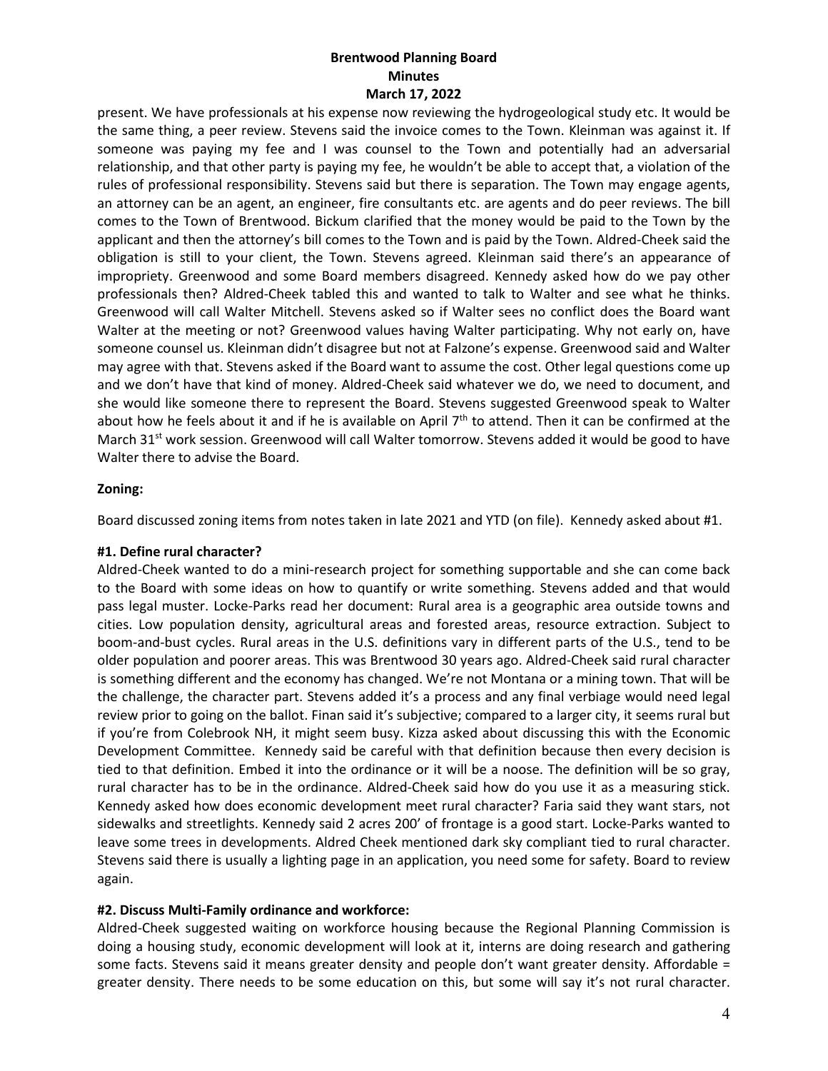present. We have professionals at his expense now reviewing the hydrogeological study etc. It would be the same thing, a peer review. Stevens said the invoice comes to the Town. Kleinman was against it. If someone was paying my fee and I was counsel to the Town and potentially had an adversarial relationship, and that other party is paying my fee, he wouldn't be able to accept that, a violation of the rules of professional responsibility. Stevens said but there is separation. The Town may engage agents, an attorney can be an agent, an engineer, fire consultants etc. are agents and do peer reviews. The bill comes to the Town of Brentwood. Bickum clarified that the money would be paid to the Town by the applicant and then the attorney's bill comes to the Town and is paid by the Town. Aldred-Cheek said the obligation is still to your client, the Town. Stevens agreed. Kleinman said there's an appearance of impropriety. Greenwood and some Board members disagreed. Kennedy asked how do we pay other professionals then? Aldred-Cheek tabled this and wanted to talk to Walter and see what he thinks. Greenwood will call Walter Mitchell. Stevens asked so if Walter sees no conflict does the Board want Walter at the meeting or not? Greenwood values having Walter participating. Why not early on, have someone counsel us. Kleinman didn't disagree but not at Falzone's expense. Greenwood said and Walter may agree with that. Stevens asked if the Board want to assume the cost. Other legal questions come up and we don't have that kind of money. Aldred-Cheek said whatever we do, we need to document, and she would like someone there to represent the Board. Stevens suggested Greenwood speak to Walter about how he feels about it and if he is available on April 7th to attend. Then it can be confirmed at the March 31st work session. Greenwood will call Walter tomorrow. Stevens added it would be good to have Walter there to advise the Board.

**Zoning:**

Board discussed zoning items from notes taken in late 2021 and YTD (on file). Kennedy asked about #1.

**#1. Define rural character?**

Aldred-Cheek wanted to do a mini-research project for something supportable and she can come back to the Board with some ideas on how to quantify or write something. Stevens added and that would pass legal muster. Locke-Parks read her document: Rural area is a geographic area outside towns and cities. Low population density, agricultural areas and forested areas, resource extraction. Subject to boom-and-bust cycles. Rural areas in the U.S. definitions vary in different parts of the U.S., tend to be older population and poorer areas. This was Brentwood 30 years ago. Aldred-Cheek said rural character is something different and the economy has changed. We're not Montana or a mining town. That will be the challenge, the character part. Stevens added it's a process and any final verbiage would need legal review prior to going on the ballot. Finan said it's subjective; compared to a larger city, it seems rural but if you're from Colebrook NH, it might seem busy. Kizza asked about discussing this with the Economic Development Committee. Kennedy said be careful with that definition because then every decision is tied to that definition. Embed it into the ordinance or it will be a noose. The definition will be so gray, rural character has to be in the ordinance. Aldred-Cheek said how do you use it as a measuring stick. Kennedy asked how does economic development meet rural character? Faria said they want stars, not sidewalks and streetlights. Kennedy said 2 acres 200' of frontage is a good start. Locke-Parks wanted to leave some trees in developments. Aldred Cheek mentioned dark sky compliant tied to rural character. Stevens said there is usually a lighting page in an application, you need some for safety. Board to review again.

**#2. Discuss Multi-Family ordinance and workforce:**

Aldred-Cheek suggested waiting on workforce housing because the Regional Planning Commission is doing a housing study, economic development will look at it, interns are doing research and gathering some facts. Stevens said it means greater density and people don't want greater density. Affordable = greater density. There needs to be some education on this, but some will say it's not rural character.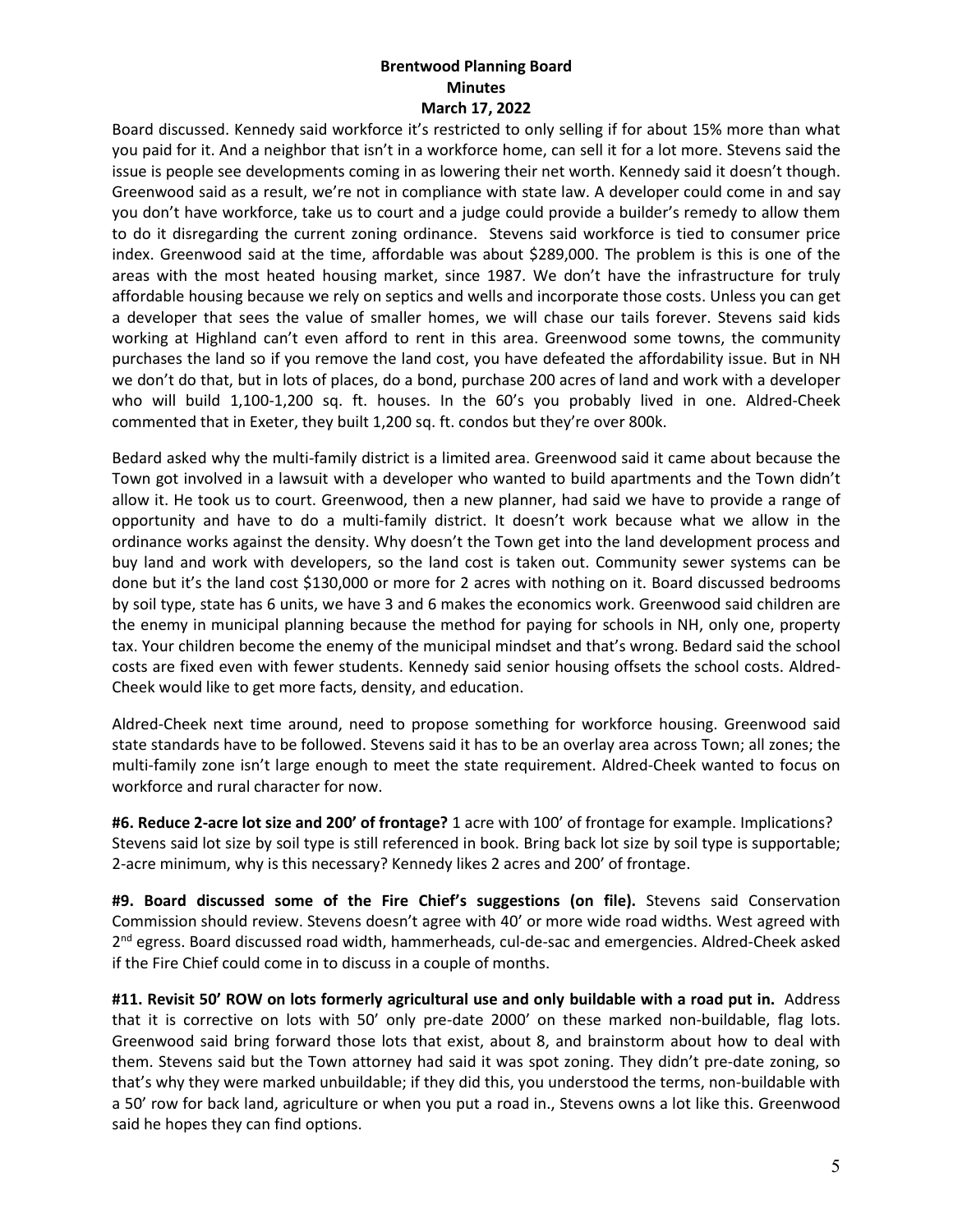Board discussed. Kennedy said workforce it's restricted to only selling if for about 15% more than what you paid for it. And a neighbor that isn't in a workforce home, can sell it for a lot more. Stevens said the issue is people see developments coming in as lowering their net worth. Kennedy said it doesn't though. Greenwood said as a result, we're not in compliance with state law. A developer could come in and say you don't have workforce, take us to court and a judge could provide a builder's remedy to allow them to do it disregarding the current zoning ordinance. Stevens said workforce is tied to consumer price index. Greenwood said at the time, affordable was about $289,000. The problem is this is one of the areas with the most heated housing market, since 1987. We don't have the infrastructure for truly affordable housing because we rely on septics and wells and incorporate those costs. Unless you can get a developer that sees the value of smaller homes, we will chase our tails forever. Stevens said kids working at Highland can't even afford to rent in this area. Greenwood some towns, the community purchases the land so if you remove the land cost, you have defeated the affordability issue. But in NH we don't do that, but in lots of places, do a bond, purchase 200 acres of land and work with a developer who will build 1,100-1,200 sq. ft. houses. In the 60's you probably lived in one. Aldred-Cheek commented that in Exeter, they built 1,200 sq. ft. condos but they're over 800k.

Bedard asked why the multi-family district is a limited area. Greenwood said it came about because the Town got involved in a lawsuit with a developer who wanted to build apartments and the Town didn't allow it. He took us to court. Greenwood, then a new planner, had said we have to provide a range of opportunity and have to do a multi-family district. It doesn't work because what we allow in the ordinance works against the density. Why doesn't the Town get into the land development process and buy land and work with developers, so the land cost is taken out. Community sewer systems can be done but it's the land cost $130,000 or more for 2 acres with nothing on it. Board discussed bedrooms by soil type, state has 6 units, we have 3 and 6 makes the economics work. Greenwood said children are the enemy in municipal planning because the method for paying for schools in NH, only one, property tax. Your children become the enemy of the municipal mindset and that's wrong. Bedard said the school costs are fixed even with fewer students. Kennedy said senior housing offsets the school costs. Aldred-Cheek would like to get more facts, density, and education.

Aldred-Cheek next time around, need to propose something for workforce housing. Greenwood said state standards have to be followed. Stevens said it has to be an overlay area across Town; all zones; the multi-family zone isn't large enough to meet the state requirement. Aldred-Cheek wanted to focus on workforce and rural character for now.

**#6. Reduce 2-acre lot size and 200' of frontage?** 1 acre with 100' of frontage for example. Implications? Stevens said lot size by soil type is still referenced in book. Bring back lot size by soil type is supportable; 2-acre minimum, why is this necessary? Kennedy likes 2 acres and 200' of frontage.

**#9. Board discussed some of the Fire Chief's suggestions (on file).** Stevens said Conservation Commission should review. Stevens doesn't agree with 40' or more wide road widths. West agreed with 2nd egress. Board discussed road width, hammerheads, cul-de-sac and emergencies. Aldred-Cheek asked if the Fire Chief could come in to discuss in a couple of months.

**#11. Revisit 50' ROW on lots formerly agricultural use and only buildable with a road put in.** Address that it is corrective on lots with 50' only pre-date 2000' on these marked non-buildable, flag lots. Greenwood said bring forward those lots that exist, about 8, and brainstorm about how to deal with them. Stevens said but the Town attorney had said it was spot zoning. They didn't pre-date zoning, so that's why they were marked unbuildable; if they did this, you understood the terms, non-buildable with a 50' row for back land, agriculture or when you put a road in., Stevens owns a lot like this. Greenwood said he hopes they can find options.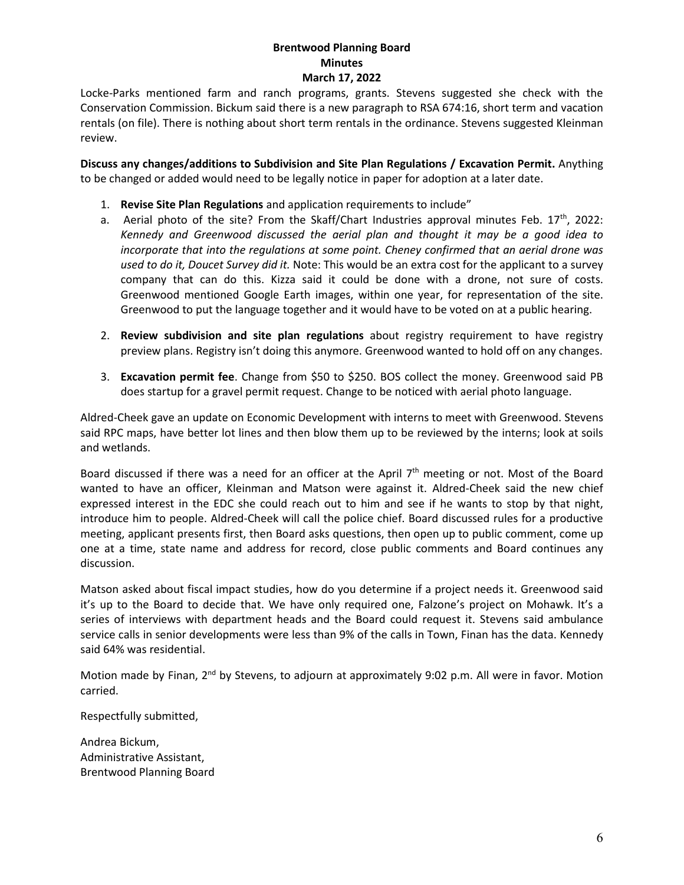**Brentwood Planning Board**
**Minutes**
**March 17, 2022**

Locke-Parks mentioned farm and ranch programs, grants. Stevens suggested she check with the Conservation Commission. Bickum said there is a new paragraph to RSA 674:16, short term and vacation rentals (on file). There is nothing about short term rentals in the ordinance. Stevens suggested Kleinman review.

**Discuss any changes/additions to Subdivision and Site Plan Regulations / Excavation Permit.** Anything to be changed or added would need to be legally notice in paper for adoption at a later date.

1. **Revise Site Plan Regulations** and application requirements to include"
   a. Aerial photo of the site? From the Skaff/Chart Industries approval minutes Feb. 17th, 2022: *Kennedy and Greenwood discussed the aerial plan and thought it may be a good idea to incorporate that into the regulations at some point. Cheney confirmed that an aerial drone was used to do it, Doucet Survey did it.* Note: This would be an extra cost for the applicant to a survey company that can do this. Kizza said it could be done with a drone, not sure of costs. Greenwood mentioned Google Earth images, within one year, for representation of the site. Greenwood to put the language together and it would have to be voted on at a public hearing.

2. **Review subdivision and site plan regulations** about registry requirement to have registry preview plans. Registry isn't doing this anymore. Greenwood wanted to hold off on any changes.

3. **Excavation permit fee**. Change from $50 to $250. BOS collect the money. Greenwood said PB does startup for a gravel permit request. Change to be noticed with aerial photo language.

Aldred-Cheek gave an update on Economic Development with interns to meet with Greenwood. Stevens said RPC maps, have better lot lines and then blow them up to be reviewed by the interns; look at soils and wetlands.

Board discussed if there was a need for an officer at the April 7th meeting or not. Most of the Board wanted to have an officer, Kleinman and Matson were against it. Aldred-Cheek said the new chief expressed interest in the EDC she could reach out to him and see if he wants to stop by that night, introduce him to people. Aldred-Cheek will call the police chief. Board discussed rules for a productive meeting, applicant presents first, then Board asks questions, then open up to public comment, come up one at a time, state name and address for record, close public comments and Board continues any discussion.

Matson asked about fiscal impact studies, how do you determine if a project needs it. Greenwood said it's up to the Board to decide that. We have only required one, Falzone's project on Mohawk. It's a series of interviews with department heads and the Board could request it. Stevens said ambulance service calls in senior developments were less than 9% of the calls in Town, Finan has the data. Kennedy said 64% was residential.

Motion made by Finan, 2nd by Stevens, to adjourn at approximately 9:02 p.m. All were in favor. Motion carried.

Respectfully submitted,

Andrea Bickum,
Administrative Assistant,
Brentwood Planning Board